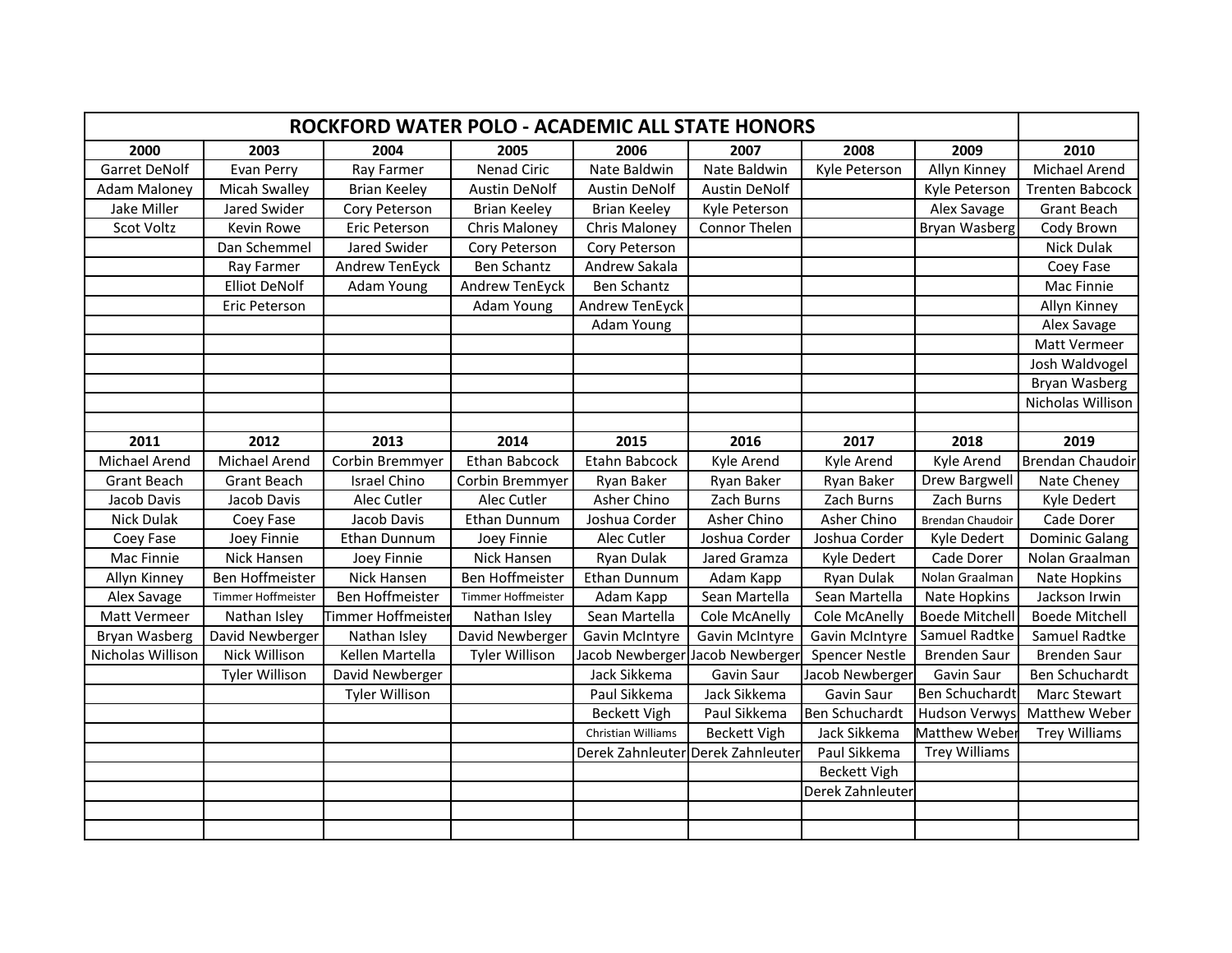# ROCKFORD WATER POLO - ACADEMIC ALL STATE HONORS

| 2000 | 2003 | 2004 | 2005 | 2006 | 2007 | 2008 | 2009 | 2010 |
|---|---|---|---|---|---|---|---|---|
| Garret DeNolf | Evan Perry | Ray Farmer | Nenad Ciric | Nate Baldwin | Nate Baldwin | Kyle Peterson | Allyn Kinney | Michael Arend |
| Adam Maloney | Micah Swalley | Brian Keeley | Austin DeNolf | Austin DeNolf | Austin DeNolf | | Kyle Peterson | Trenten Babcock |
| Jake Miller | Jared Swider | Cory Peterson | Brian Keeley | Brian Keeley | Kyle Peterson | | Alex Savage | Grant Beach |
| Scot Voltz | Kevin Rowe | Eric Peterson | Chris Maloney | Chris Maloney | Connor Thelen | | Bryan Wasberg | Cody Brown |
| | Dan Schemmel | Jared Swider | Cory Peterson | Cory Peterson | | | | Nick Dulak |
| | Ray Farmer | Andrew TenEyck | Ben Schantz | Andrew Sakala | | | | Coey Fase |
| | Elliot DeNolf | Adam Young | Andrew TenEyck | Ben Schantz | | | | Mac Finnie |
| | Eric Peterson | | Adam Young | Andrew TenEyck | | | | Allyn Kinney |
| | | | | Adam Young | | | | Alex Savage |
| | | | | | | | | Matt Vermeer |
| | | | | | | | | Josh Waldvogel |
| | | | | | | | | Bryan Wasberg |
| | | | | | | | | Nicholas Willison |
| | | | | | | | | |
| **2011** | **2012** | **2013** | **2014** | **2015** | **2016** | **2017** | **2018** | **2019** |
| Michael Arend | Michael Arend | Corbin Bremmyer | Ethan Babcock | Etahn Babcock | Kyle Arend | Kyle Arend | Kyle Arend | Brendan Chaudoir |
| Grant Beach | Grant Beach | Israel Chino | Corbin Bremmyer | Ryan Baker | Ryan Baker | Ryan Baker | Drew Bargwell | Nate Cheney |
| Jacob Davis | Jacob Davis | Alec Cutler | Alec Cutler | Asher Chino | Zach Burns | Zach Burns | Zach Burns | Kyle Dedert |
| Nick Dulak | Coey Fase | Jacob Davis | Ethan Dunnum | Joshua Corder | Asher Chino | Asher Chino | Brendan Chaudoir | Cade Dorer |
| Coey Fase | Joey Finnie | Ethan Dunnum | Joey Finnie | Alec Cutler | Joshua Corder | Joshua Corder | Kyle Dedert | Dominic Galang |
| Mac Finnie | Nick Hansen | Joey Finnie | Nick Hansen | Ryan Dulak | Jared Gramza | Kyle Dedert | Cade Dorer | Nolan Graalman |
| Allyn Kinney | Ben Hoffmeister | Nick Hansen | Ben Hoffmeister | Ethan Dunnum | Adam Kapp | Ryan Dulak | Nolan Graalman | Nate Hopkins |
| Alex Savage | Timmer Hoffmeister | Ben Hoffmeister | Timmer Hoffmeister | Adam Kapp | Sean Martella | Sean Martella | Nate Hopkins | Jackson Irwin |
| Matt Vermeer | Nathan Isley | Timmer Hoffmeister | Nathan Isley | Sean Martella | Cole McAnelly | Cole McAnelly | Boede Mitchell | Boede Mitchell |
| Bryan Wasberg | David Newberger | Nathan Isley | David Newberger | Gavin McIntyre | Gavin McIntyre | Gavin McIntyre | Samuel Radtke | Samuel Radtke |
| Nicholas Willison | Nick Willison | Kellen Martella | Tyler Willison | Jacob Newberger | Jacob Newberger | Spencer Nestle | Brenden Saur | Brenden Saur |
| | Tyler Willison | David Newberger | | Jack Sikkema | Gavin Saur | Jacob Newberger | Gavin Saur | Ben Schuchardt |
| | | Tyler Willison | | Paul Sikkema | Jack Sikkema | Gavin Saur | Ben Schuchardt | Marc Stewart |
| | | | | Beckett Vigh | Paul Sikkema | Ben Schuchardt | Hudson Verwys | Matthew Weber |
| | | | | Christian Williams | Beckett Vigh | Jack Sikkema | Matthew Weber | Trey Williams |
| | | | | Derek Zahnleuter | Derek Zahnleuter | Paul Sikkema | Trey Williams | |
| | | | | | | Beckett Vigh | | |
| | | | | | | Derek Zahnleuter | | |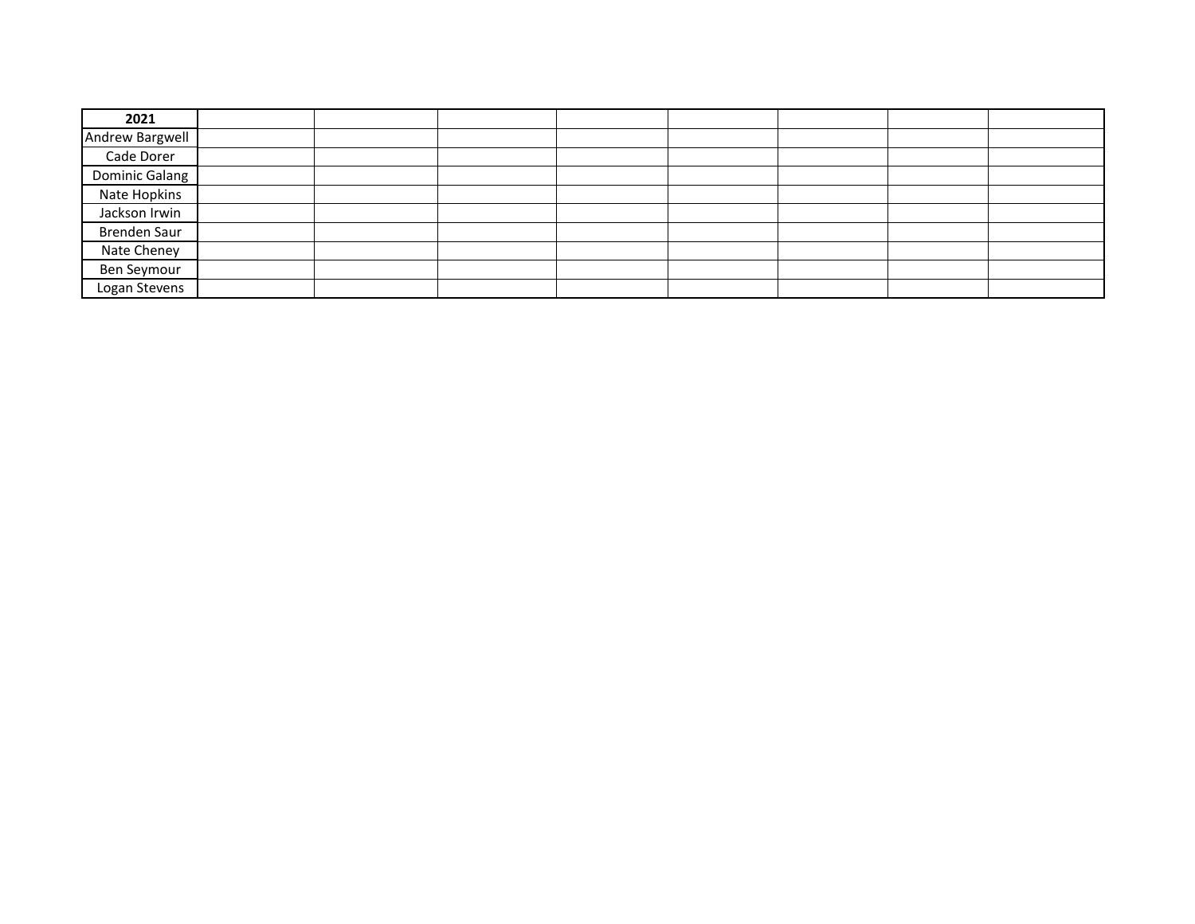| 2021 | | | | | | | | |
|---|---|---|---|---|---|---|---|---|
| Andrew Bargwell | | | | | | | | |
| Cade Dorer | | | | | | | | |
| Dominic Galang | | | | | | | | |
| Nate Hopkins | | | | | | | | |
| Jackson Irwin | | | | | | | | |
| Brenden Saur | | | | | | | | |
| Nate Cheney | | | | | | | | |
| Ben Seymour | | | | | | | | |
| Logan Stevens | | | | | | | | |